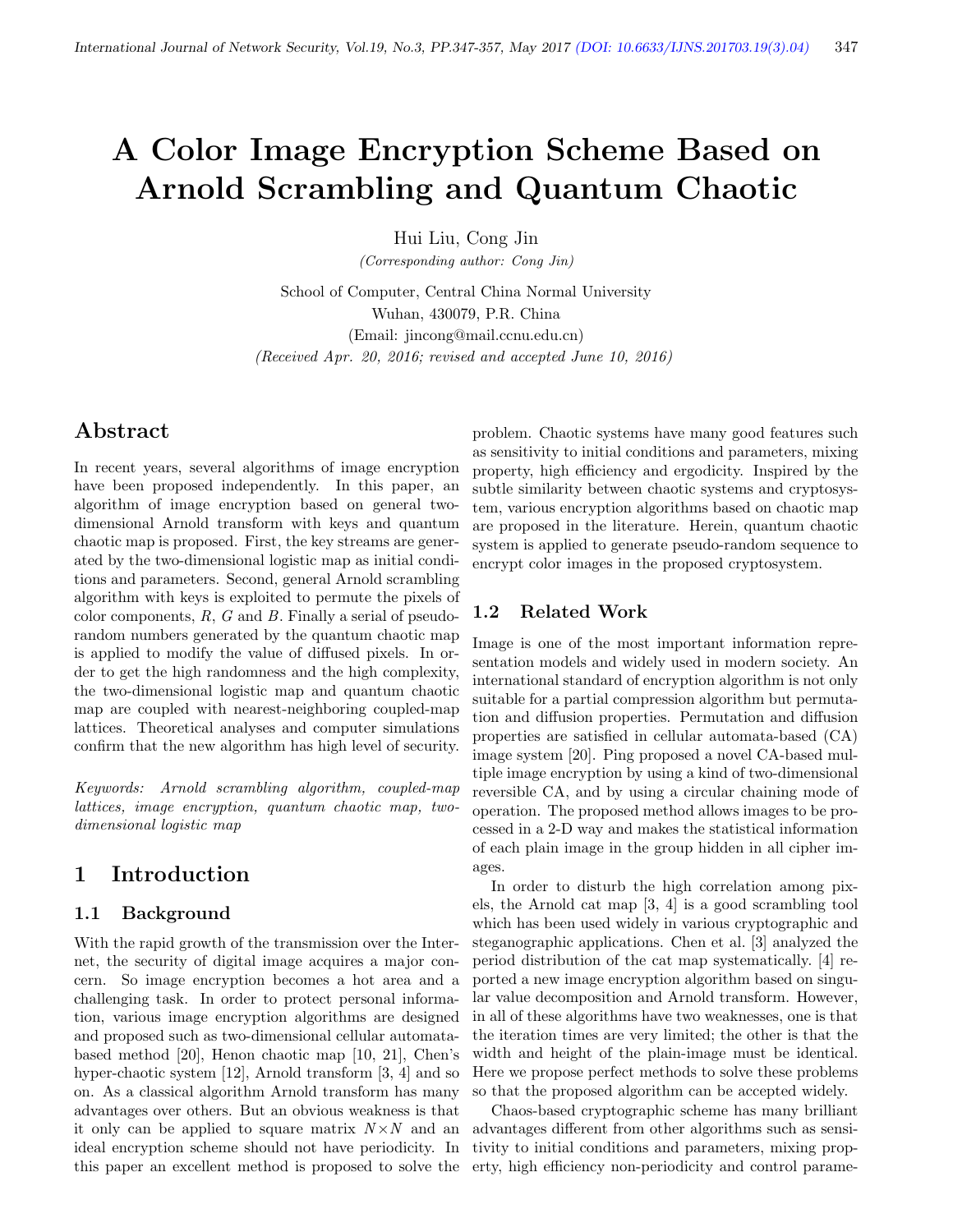// Page content for document 4f4dd2129b6e, page 1

# A Color Image Encryption Scheme Based on Arnold Scrambling and Quantum Chaotic

Hui Liu, Cong Jin

*(Corresponding author: Cong Jin)*

School of Computer, Central China Normal University

Wuhan, 430079, P.R. China

(Email: jincong@mail.ccnu.edu.cn)

*(Received Apr. 20, 2016; revised and accepted June 10, 2016)*

## Abstract

In recent years, several algorithms of image encryption have been proposed independently. In this paper, an algorithm of image encryption based on general two-dimensional Arnold transform with keys and quantum chaotic map is proposed. First, the key streams are generated by the two-dimensional logistic map as initial conditions and parameters. Second, general Arnold scrambling algorithm with keys is exploited to permute the pixels of color components, $R$, $G$ and $B$. Finally a serial of pseudo-random numbers generated by the quantum chaotic map is applied to modify the value of diffused pixels. In order to get the high randomness and the high complexity, the two-dimensional logistic map and quantum chaotic map are coupled with nearest-neighboring coupled-map lattices. Theoretical analyses and computer simulations confirm that the new algorithm has high level of security.

*Keywords: Arnold scrambling algorithm, coupled-map lattices, image encryption, quantum chaotic map, two-dimensional logistic map*

## 1 Introduction

### 1.1 Background

With the rapid growth of the transmission over the Internet, the security of digital image acquires a major concern. So image encryption becomes a hot area and a challenging task. In order to protect personal information, various image encryption algorithms are designed and proposed such as two-dimensional cellular automata-based method [20], Henon chaotic map [10, 21], Chen's hyper-chaotic system [12], Arnold transform [3, 4] and so on. As a classical algorithm Arnold transform has many advantages over others. But an obvious weakness is that it only can be applied to square matrix $N \times N$ and an ideal encryption scheme should not have periodicity. In this paper an excellent method is proposed to solve the problem. Chaotic systems have many good features such as sensitivity to initial conditions and parameters, mixing property, high efficiency and ergodicity. Inspired by the subtle similarity between chaotic systems and cryptosystem, various encryption algorithms based on chaotic map are proposed in the literature. Herein, quantum chaotic system is applied to generate pseudo-random sequence to encrypt color images in the proposed cryptosystem.

### 1.2 Related Work

Image is one of the most important information representation models and widely used in modern society. An international standard of encryption algorithm is not only suitable for a partial compression algorithm but permutation and diffusion properties. Permutation and diffusion properties are satisfied in cellular automata-based (CA) image system [20]. Ping proposed a novel CA-based multiple image encryption by using a kind of two-dimensional reversible CA, and by using a circular chaining mode of operation. The proposed method allows images to be processed in a 2-D way and makes the statistical information of each plain image in the group hidden in all cipher images.

In order to disturb the high correlation among pixels, the Arnold cat map [3, 4] is a good scrambling tool which has been used widely in various cryptographic and steganographic applications. Chen et al. [3] analyzed the period distribution of the cat map systematically. [4] reported a new image encryption algorithm based on singular value decomposition and Arnold transform. However, in all of these algorithms have two weaknesses, one is that the iteration times are very limited; the other is that the width and height of the plain-image must be identical. Here we propose perfect methods to solve these problems so that the proposed algorithm can be accepted widely.

Chaos-based cryptographic scheme has many brilliant advantages different from other algorithms such as sensitivity to initial conditions and parameters, mixing property, high efficiency non-periodicity and control parame-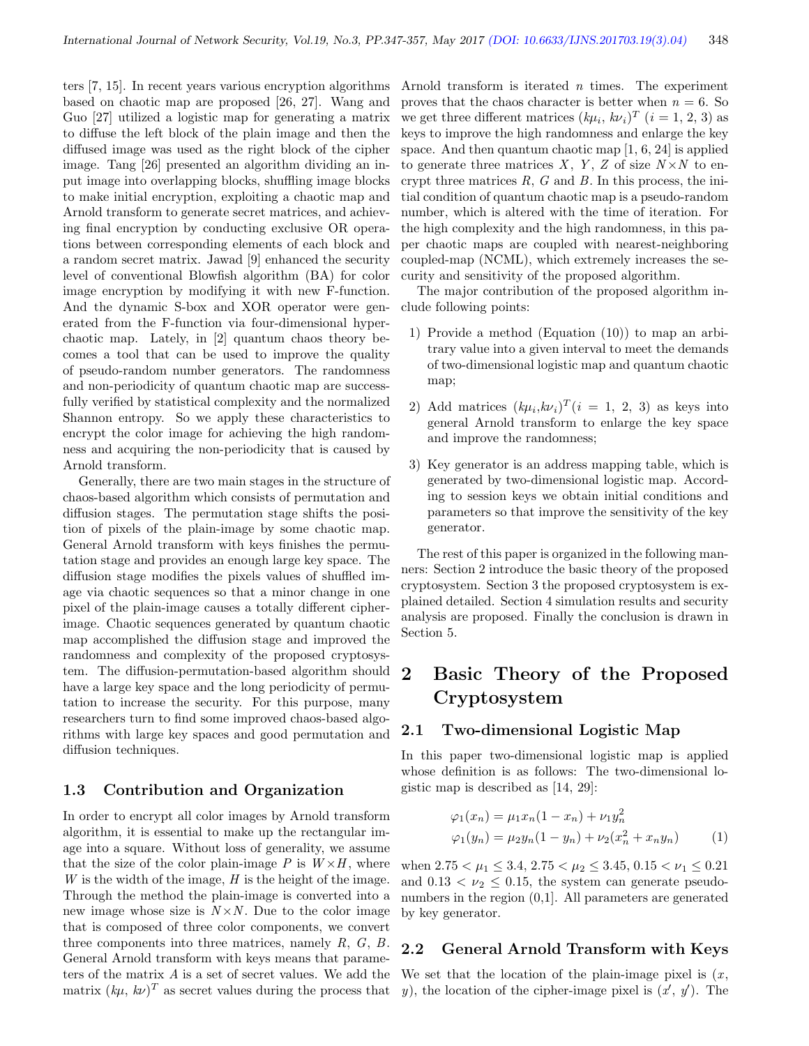ters [7, 15]. In recent years various encryption algorithms based on chaotic map are proposed [26, 27]. Wang and Guo [27] utilized a logistic map for generating a matrix to diffuse the left block of the plain image and then the diffused image was used as the right block of the cipher image. Tang [26] presented an algorithm dividing an input image into overlapping blocks, shuffling image blocks to make initial encryption, exploiting a chaotic map and Arnold transform to generate secret matrices, and achieving final encryption by conducting exclusive OR operations between corresponding elements of each block and a random secret matrix. Jawad [9] enhanced the security level of conventional Blowfish algorithm (BA) for color image encryption by modifying it with new F-function. And the dynamic S-box and XOR operator were generated from the F-function via four-dimensional hyperchaotic map. Lately, in [2] quantum chaos theory becomes a tool that can be used to improve the quality of pseudo-random number generators. The randomness and non-periodicity of quantum chaotic map are successfully verified by statistical complexity and the normalized Shannon entropy. So we apply these characteristics to encrypt the color image for achieving the high randomness and acquiring the non-periodicity that is caused by Arnold transform.

Generally, there are two main stages in the structure of chaos-based algorithm which consists of permutation and diffusion stages. The permutation stage shifts the position of pixels of the plain-image by some chaotic map. General Arnold transform with keys finishes the permutation stage and provides an enough large key space. The diffusion stage modifies the pixels values of shuffled image via chaotic sequences so that a minor change in one pixel of the plain-image causes a totally different cipher-image. Chaotic sequences generated by quantum chaotic map accomplished the diffusion stage and improved the randomness and complexity of the proposed cryptosystem. The diffusion-permutation-based algorithm should have a large key space and the long periodicity of permutation to increase the security. For this purpose, many researchers turn to find some improved chaos-based algorithms with large key spaces and good permutation and diffusion techniques.

### 1.3 Contribution and Organization

In order to encrypt all color images by Arnold transform algorithm, it is essential to make up the rectangular image into a square. Without loss of generality, we assume that the size of the color plain-image $P$ is $W \times H$, where $W$ is the width of the image, $H$ is the height of the image. Through the method the plain-image is converted into a new image whose size is $N \times N$. Due to the color image that is composed of three color components, we convert three components into three matrices, namely $R$, $G$, $B$. General Arnold transform with keys means that parameters of the matrix $A$ is a set of secret values. We add the matrix $(k\mu, k\nu)^T$ as secret values during the process that Arnold transform is iterated $n$ times. The experiment proves that the chaos character is better when $n = 6$. So we get three different matrices $(k\mu_i, k\nu_i)^T$ $(i = 1, 2, 3)$ as keys to improve the high randomness and enlarge the key space. And then quantum chaotic map [1, 6, 24] is applied to generate three matrices $X$, $Y$, $Z$ of size $N \times N$ to encrypt three matrices $R$, $G$ and $B$. In this process, the initial condition of quantum chaotic map is a pseudo-random number, which is altered with the time of iteration. For the high complexity and the high randomness, in this paper chaotic maps are coupled with nearest-neighboring coupled-map (NCML), which extremely increases the security and sensitivity of the proposed algorithm.

The major contribution of the proposed algorithm include following points:

1) Provide a method (Equation (10)) to map an arbitrary value into a given interval to meet the demands of two-dimensional logistic map and quantum chaotic map;

2) Add matrices $(k\mu_i, k\nu_i)^T (i = 1, 2, 3)$ as keys into general Arnold transform to enlarge the key space and improve the randomness;

3) Key generator is an address mapping table, which is generated by two-dimensional logistic map. According to session keys we obtain initial conditions and parameters so that improve the sensitivity of the key generator.

The rest of this paper is organized in the following manners: Section 2 introduce the basic theory of the proposed cryptosystem. Section 3 the proposed cryptosystem is explained detailed. Section 4 simulation results and security analysis are proposed. Finally the conclusion is drawn in Section 5.

## 2 Basic Theory of the Proposed Cryptosystem

### 2.1 Two-dimensional Logistic Map

In this paper two-dimensional logistic map is applied whose definition is as follows: The two-dimensional logistic map is described as [14, 29]:

$$
\begin{aligned}
\varphi_1(x_n) &= \mu_1 x_n(1 - x_n) + \nu_1 y_n^2 \\
\varphi_1(y_n) &= \mu_2 y_n(1 - y_n) + \nu_2(x_n^2 + x_n y_n)
\end{aligned}
\tag{1}
$$

when $2.75 < \mu_1 \leq 3.4$, $2.75 < \mu_2 \leq 3.45$, $0.15 < \nu_1 \leq 0.21$ and $0.13 < \nu_2 \leq 0.15$, the system can generate pseudo-numbers in the region (0,1]. All parameters are generated by key generator.

### 2.2 General Arnold Transform with Keys

We set that the location of the plain-image pixel is $(x, y)$, the location of the cipher-image pixel is $(x', y')$. The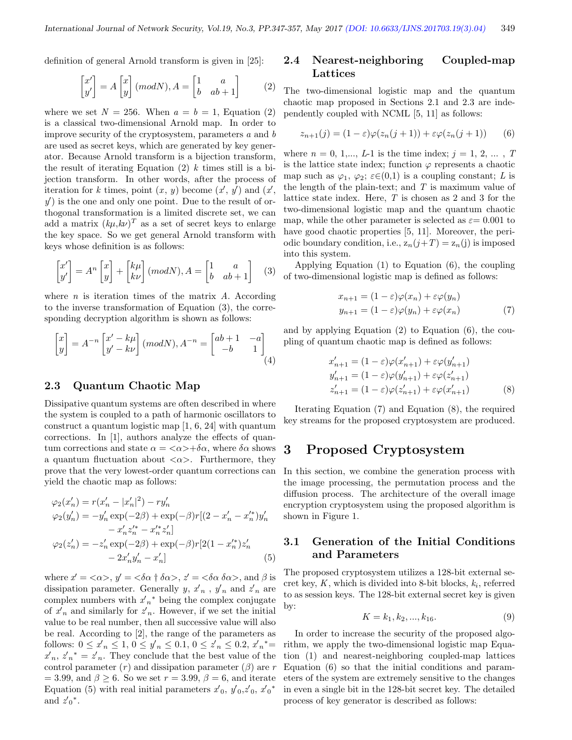definition of general Arnold transform is given in [25]:

$$\begin{bmatrix} x' \\ y' \end{bmatrix} = A \begin{bmatrix} x \\ y \end{bmatrix} (modN), A = \begin{bmatrix} 1 & a \\ b & ab+1 \end{bmatrix} \quad (2)$$

where we set $N = 256$. When $a = b = 1$, Equation (2) is a classical two-dimensional Arnold map. In order to improve security of the cryptosystem, parameters $a$ and $b$ are used as secret keys, which are generated by key generator. Because Arnold transform is a bijection transform, the result of iterating Equation (2) $k$ times still is a bijection transform. In other words, after the process of iteration for $k$ times, point $(x, y)$ become $(x', y')$ and $(x', y')$ is the one and only one point. Due to the result of orthogonal transformation is a limited discrete set, we can add a matrix $(k\mu, k\nu)^T$ as a set of secret keys to enlarge the key space. So we get general Arnold transform with keys whose definition is as follows:

$$\begin{bmatrix} x' \\ y' \end{bmatrix} = A^n \begin{bmatrix} x \\ y \end{bmatrix} + \begin{bmatrix} k\mu \\ k\nu \end{bmatrix} (modN), A = \begin{bmatrix} 1 & a \\ b & ab+1 \end{bmatrix} \quad (3)$$

where $n$ is iteration times of the matrix $A$. According to the inverse transformation of Equation (3), the corresponding decryption algorithm is shown as follows:

$$\begin{bmatrix} x \\ y \end{bmatrix} = A^{-n} \begin{bmatrix} x' - k\mu \\ y' - k\nu \end{bmatrix} (modN), A^{-n} = \begin{bmatrix} ab+1 & -a \\ -b & 1 \end{bmatrix} \quad (4)$$

### 2.3 Quantum Chaotic Map

Dissipative quantum systems are often described in where the system is coupled to a path of harmonic oscillators to construct a quantum logistic map [1, 6, 24] with quantum corrections. In [1], authors analyze the effects of quantum corrections and state $\alpha = <\alpha> + \delta\alpha$, where $\delta\alpha$ shows a quantum fluctuation about $<\alpha>$. Furthermore, they prove that the very lowest-order quantum corrections can yield the chaotic map as follows:

$$\begin{aligned}
\varphi_2(x'_n) &= r(x'_n - |x'_n|^2) - ry'_n \\
\varphi_2(y'_n) &= -y'_n \exp(-2\beta) + \exp(-\beta) r[(2 - x'_n - x'^*_n) y'_n \\
&\quad - x'_n z'^*_n - x'^*_n z'_n] \\
\varphi_2(z'_n) &= -z'_n \exp(-2\beta) + \exp(-\beta) r[2(1 - x'^*_n) z'_n \\
&\quad - 2x'_n y'_n - x'_n] \qquad (5)
\end{aligned}$$

where $x' = <\alpha>$, $y' = <\delta\alpha \dagger \delta\alpha>$, $z' = <\delta\alpha\ \delta\alpha>$, and $\beta$ is dissipation parameter. Generally $y$, $x'_n$, $y'_n$ and $z'_n$ are complex numbers with ${x'_n}^*$ being the complex conjugate of $x'_n$ and similarly for $z'_n$. However, if we set the initial value to be real number, then all successive value will also be real. According to [2], the range of the parameters as follows: $0 \le x'_n \le 1$, $0 \le y'_n \le 0.1$, $0 \le z'_n \le 0.2$, ${x'_n}^* = x'_n$, ${z'_n}^* = z'_n$. They conclude that the best value of the control parameter $(r)$ and dissipation parameter $(\beta)$ are $r = 3.99$, and $\beta \ge 6$. So we set $r = 3.99$, $\beta = 6$, and iterate Equation (5) with real initial parameters $x'_0$, $y'_0$, $z'_0$, ${x'_0}^*$ and ${z'_0}^*$.

### 2.4 Nearest-neighboring Coupled-map Lattices

The two-dimensional logistic map and the quantum chaotic map proposed in Sections 2.1 and 2.3 are independently coupled with NCML [5, 11] as follows:

$$z_{n+1}(j) = (1-\varepsilon)\varphi(z_n(j+1)) + \varepsilon\varphi(z_n(j+1)) \quad (6)$$

where $n = 0, 1, ..., L$-1 is the time index; $j = 1, 2, \ldots, T$ is the lattice state index; function $\varphi$ represents a chaotic map such as $\varphi_1$, $\varphi_2$; $\varepsilon \in (0,1)$ is a coupling constant; $L$ is the length of the plain-text; and $T$ is maximum value of lattice state index. Here, $T$ is chosen as 2 and 3 for the two-dimensional logistic map and the quantum chaotic map, while the other parameter is selected as $\varepsilon = 0.001$ to have good chaotic properties [5, 11]. Moreover, the periodic boundary condition, i.e., $z_n(j+T) = z_n(j)$ is imposed into this system.

Applying Equation (1) to Equation (6), the coupling of two-dimensional logistic map is defined as follows:

$$\begin{aligned}
x_{n+1} &= (1-\varepsilon)\varphi(x_n) + \varepsilon\varphi(y_n) \\
y_{n+1} &= (1-\varepsilon)\varphi(y_n) + \varepsilon\varphi(x_n) \qquad (7)
\end{aligned}$$

and by applying Equation (2) to Equation (6), the coupling of quantum chaotic map is defined as follows:

$$\begin{aligned}
x'_{n+1} &= (1-\varepsilon)\varphi(x'_{n+1}) + \varepsilon\varphi(y'_{n+1}) \\
y'_{n+1} &= (1-\varepsilon)\varphi(y'_{n+1}) + \varepsilon\varphi(z'_{n+1}) \\
z'_{n+1} &= (1-\varepsilon)\varphi(z'_{n+1}) + \varepsilon\varphi(x'_{n+1}) \qquad (8)
\end{aligned}$$

Iterating Equation (7) and Equation (8), the required key streams for the proposed cryptosystem are produced.

## 3 Proposed Cryptosystem

In this section, we combine the generation process with the image processing, the permutation process and the diffusion process. The architecture of the overall image encryption cryptosystem using the proposed algorithm is shown in Figure 1.

### 3.1 Generation of the Initial Conditions and Parameters

The proposed cryptosystem utilizes a 128-bit external secret key, $K$, which is divided into 8-bit blocks, $k_i$, referred to as session keys. The 128-bit external secret key is given by:

$$K = k_1, k_2, ..., k_{16}. \quad (9)$$

In order to increase the security of the proposed algorithm, we apply the two-dimensional logistic map Equation (1) and nearest-neighboring coupled-map lattices Equation (6) so that the initial conditions and parameters of the system are extremely sensitive to the changes in even a single bit in the 128-bit secret key. The detailed process of key generator is described as follows: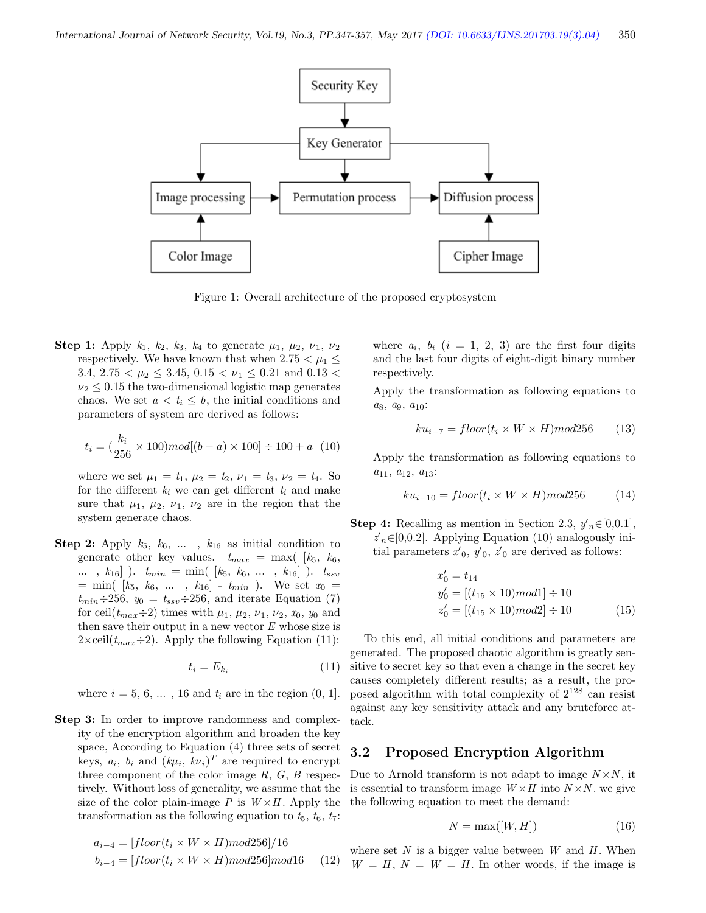Figure 1: Overall architecture of the proposed cryptosystem

**Step 1:** Apply $k_1$, $k_2$, $k_3$, $k_4$ to generate $\mu_1$, $\mu_2$, $\nu_1$, $\nu_2$ respectively. We have known that when $2.75 < \mu_1 \leq 3.4$, $2.75 < \mu_2 \leq 3.45$, $0.15 < \nu_1 \leq 0.21$ and $0.13 < \nu_2 \leq 0.15$ the two-dimensional logistic map generates chaos. We set $a < t_i \leq b$, the initial conditions and parameters of system are derived as follows:

$$t_i = (\frac{k_i}{256} \times 100)mod[(b-a) \times 100] \div 100 + a \quad (10)$$

where we set $\mu_1 = t_1$, $\mu_2 = t_2$, $\nu_1 = t_3$, $\nu_2 = t_4$. So for the different $k_i$ we can get different $t_i$ and make sure that $\mu_1$, $\mu_2$, $\nu_1$, $\nu_2$ are in the region that the system generate chaos.

**Step 2:** Apply $k_5$, $k_6$, ... , $k_{16}$ as initial condition to generate other key values. $t_{max} = \max([k_5, k_6, \ldots, k_{16}])$. $t_{min} = \min([k_5, k_6, \ldots, k_{16}])$. $t_{ssv} = \min([k_5, k_6, \ldots, k_{16}] - t_{min})$. We set $x_0 = t_{min} \div 256$, $y_0 = t_{ssv} \div 256$, and iterate Equation (7) for ceil($t_{max} \div 2$) times with $\mu_1$, $\mu_2$, $\nu_1$, $\nu_2$, $x_0$, $y_0$ and then save their output in a new vector $E$ whose size is $2\times$ceil($t_{max} \div 2$). Apply the following Equation (11):

$$t_i = E_{k_i} \quad (11)$$

where $i = 5, 6, \ldots, 16$ and $t_i$ are in the region (0, 1].

**Step 3:** In order to improve randomness and complexity of the encryption algorithm and broaden the key space, According to Equation (4) three sets of secret keys, $a_i$, $b_i$ and $(k\mu_i, k\nu_i)^T$ are required to encrypt three component of the color image $R$, $G$, $B$ respectively. Without loss of generality, we assume that the size of the color plain-image $P$ is $W \times H$. Apply the transformation as the following equation to $t_5$, $t_6$, $t_7$:

$$\begin{aligned} a_{i-4} &= [floor(t_i \times W \times H)mod256]/16 \\ b_{i-4} &= [floor(t_i \times W \times H)mod256]mod16 \end{aligned} \quad (12)$$

where $a_i$, $b_i$ ($i = 1, 2, 3$) are the first four digits and the last four digits of eight-digit binary number respectively.

Apply the transformation as following equations to $a_8$, $a_9$, $a_{10}$:

$$ku_{i-7} = floor(t_i \times W \times H)mod256 \quad (13)$$

Apply the transformation as following equations to $a_{11}$, $a_{12}$, $a_{13}$:

$$kv_{i-10} = floor(t_i \times W \times H)mod256 \quad (14)$$

**Step 4:** Recalling as mention in Section 2.3, $y'_n \in [0,0.1]$, $z'_n \in [0,0.2]$. Applying Equation (10) analogously initial parameters $x'_0$, $y'_0$, $z'_0$ are derived as follows:

$$\begin{aligned} x'_0 &= t_{14} \\ y'_0 &= [(t_{15} \times 10)mod1] \div 10 \\ z'_0 &= [(t_{15} \times 10)mod2] \div 10 \end{aligned} \quad (15)$$

To this end, all initial conditions and parameters are generated. The proposed chaotic algorithm is greatly sensitive to secret key so that even a change in the secret key causes completely different results; as a result, the proposed algorithm with total complexity of $2^{128}$ can resist against any key sensitivity attack and any bruteforce attack.

## 3.2 Proposed Encryption Algorithm

Due to Arnold transform is not adapt to image $N \times N$, it is essential to transform image $W \times H$ into $N \times N$. we give the following equation to meet the demand:

$$N = \max([W, H]) \quad (16)$$

where set $N$ is a bigger value between $W$ and $H$. When $W = H$, $N = W = H$. In other words, if the image is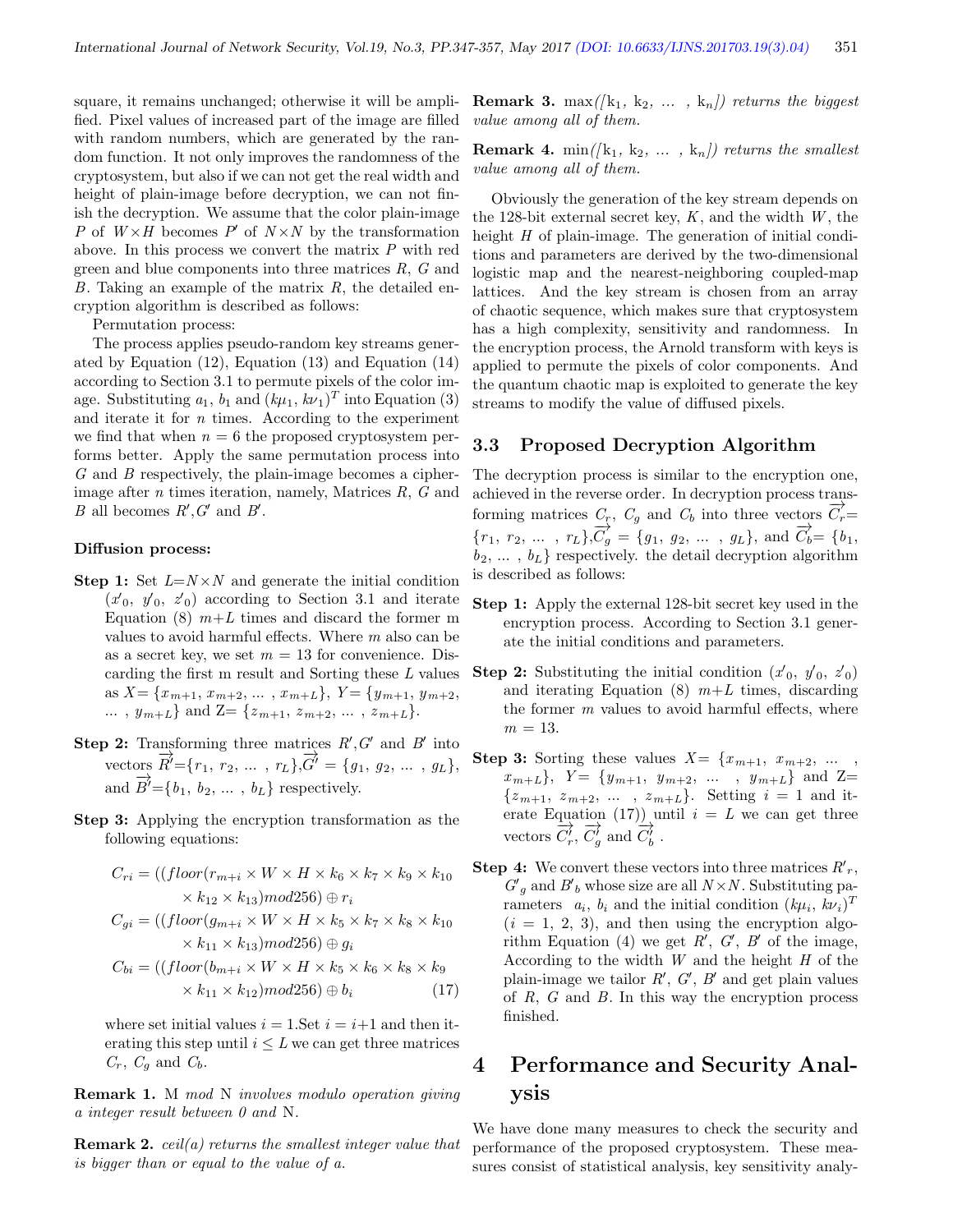square, it remains unchanged; otherwise it will be amplified. Pixel values of increased part of the image are filled with random numbers, which are generated by the random function. It not only improves the randomness of the cryptosystem, but also if we can not get the real width and height of plain-image before decryption, we can not finish the decryption. We assume that the color plain-image $P$ of $W \times H$ becomes $P'$ of $N \times N$ by the transformation above. In this process we convert the matrix $P$ with red green and blue components into three matrices $R$, $G$ and $B$. Taking an example of the matrix $R$, the detailed encryption algorithm is described as follows:

Permutation process:

The process applies pseudo-random key streams generated by Equation (12), Equation (13) and Equation (14) according to Section 3.1 to permute pixels of the color image. Substituting $a_1$, $b_1$ and $(k\mu_1, k\nu_1)^T$ into Equation (3) and iterate it for $n$ times. According to the experiment we find that when $n = 6$ the proposed cryptosystem performs better. Apply the same permutation process into $G$ and $B$ respectively, the plain-image becomes a cipher-image after $n$ times iteration, namely, Matrices $R$, $G$ and $B$ all becomes $R'$, $G'$ and $B'$.

**Diffusion process:**

**Step 1:** Set $L = N \times N$ and generate the initial condition $(x'_0, y'_0, z'_0)$ according to Section 3.1 and iterate Equation (8) $m+L$ times and discard the former m values to avoid harmful effects. Where $m$ also can be as a secret key, we set $m = 13$ for convenience. Discarding the first m result and Sorting these $L$ values as $X = \{x_{m+1}, x_{m+2}, \ldots, x_{m+L}\}$, $Y = \{y_{m+1}, y_{m+2}, \ldots, y_{m+L}\}$ and $Z = \{z_{m+1}, z_{m+2}, \ldots, z_{m+L}\}$.

**Step 2:** Transforming three matrices $R'$, $G'$ and $B'$ into vectors $\overrightarrow{R'} = \{r_1, r_2, \ldots, r_L\}$, $\overrightarrow{G'} = \{g_1, g_2, \ldots, g_L\}$, and $\overrightarrow{B'} = \{b_1, b_2, \ldots, b_L\}$ respectively.

**Step 3:** Applying the encryption transformation as the following equations:

$$
\begin{aligned}
C_{ri} &= ((floor(r_{m+i} \times W \times H \times k_6 \times k_7 \times k_9 \times k_{10} \\
&\quad \times k_{12} \times k_{13}) mod 256) \oplus r_i \\
C_{gi} &= ((floor(g_{m+i} \times W \times H \times k_5 \times k_7 \times k_8 \times k_{10} \\
&\quad \times k_{11} \times k_{13}) mod 256) \oplus g_i \\
C_{bi} &= ((floor(b_{m+i} \times W \times H \times k_5 \times k_6 \times k_8 \times k_9 \\
&\quad \times k_{11} \times k_{12}) mod 256) \oplus b_i \qquad (17)
\end{aligned}
$$

where set initial values $i = 1$.Set $i = i+1$ and then iterating this step until $i \leq L$ we can get three matrices $C_r$, $C_g$ and $C_b$.

**Remark 1.** M *mod* N *involves modulo operation giving a integer result between 0 and* N.

**Remark 2.** *ceil(a) returns the smallest integer value that is bigger than or equal to the value of a.*

**Remark 3.** max$([\text{k}_1, \text{k}_2, \ldots, \text{k}_n])$ *returns the biggest value among all of them.*

**Remark 4.** min$([\text{k}_1, \text{k}_2, \ldots, \text{k}_n])$ *returns the smallest value among all of them.*

Obviously the generation of the key stream depends on the 128-bit external secret key, $K$, and the width $W$, the height $H$ of plain-image. The generation of initial conditions and parameters are derived by the two-dimensional logistic map and the nearest-neighboring coupled-map lattices. And the key stream is chosen from an array of chaotic sequence, which makes sure that cryptosystem has a high complexity, sensitivity and randomness. In the encryption process, the Arnold transform with keys is applied to permute the pixels of color components. And the quantum chaotic map is exploited to generate the key streams to modify the value of diffused pixels.

## 3.3 Proposed Decryption Algorithm

The decryption process is similar to the encryption one, achieved in the reverse order. In decryption process transforming matrices $C_r$, $C_g$ and $C_b$ into three vectors $\overrightarrow{C_r} = \{r_1, r_2, \ldots, r_L\}$, $\overrightarrow{C_g} = \{g_1, g_2, \ldots, g_L\}$, and $\overrightarrow{C_b} = \{b_1, b_2, \ldots, b_L\}$ respectively. the detail decryption algorithm is described as follows:

**Step 1:** Apply the external 128-bit secret key used in the encryption process. According to Section 3.1 generate the initial conditions and parameters.

**Step 2:** Substituting the initial condition $(x'_0, y'_0, z'_0)$ and iterating Equation (8) $m+L$ times, discarding the former $m$ values to avoid harmful effects, where $m = 13$.

**Step 3:** Sorting these values $X = \{x_{m+1}, x_{m+2}, \ldots, x_{m+L}\}$, $Y = \{y_{m+1}, y_{m+2}, \ldots, y_{m+L}\}$ and $Z = \{z_{m+1}, z_{m+2}, \ldots, z_{m+L}\}$. Setting $i = 1$ and iterate Equation (17)) until $i = L$ we can get three vectors $\overrightarrow{C'_r}$, $\overrightarrow{C'_g}$ and $\overrightarrow{C'_b}$.

**Step 4:** We convert these vectors into three matrices $R'_r$, $G'_g$ and $B'_b$ whose size are all $N \times N$. Substituting parameters $a_i$, $b_i$ and the initial condition $(k\mu_i, k\nu_i)^T$ $(i = 1, 2, 3)$, and then using the encryption algorithm Equation (4) we get $R'$, $G'$, $B'$ of the image, According to the width $W$ and the height $H$ of the plain-image we tailor $R'$, $G'$, $B'$ and get plain values of $R$, $G$ and $B$. In this way the encryption process finished.

# 4 Performance and Security Analysis

We have done many measures to check the security and performance of the proposed cryptosystem. These measures consist of statistical analysis, key sensitivity analy-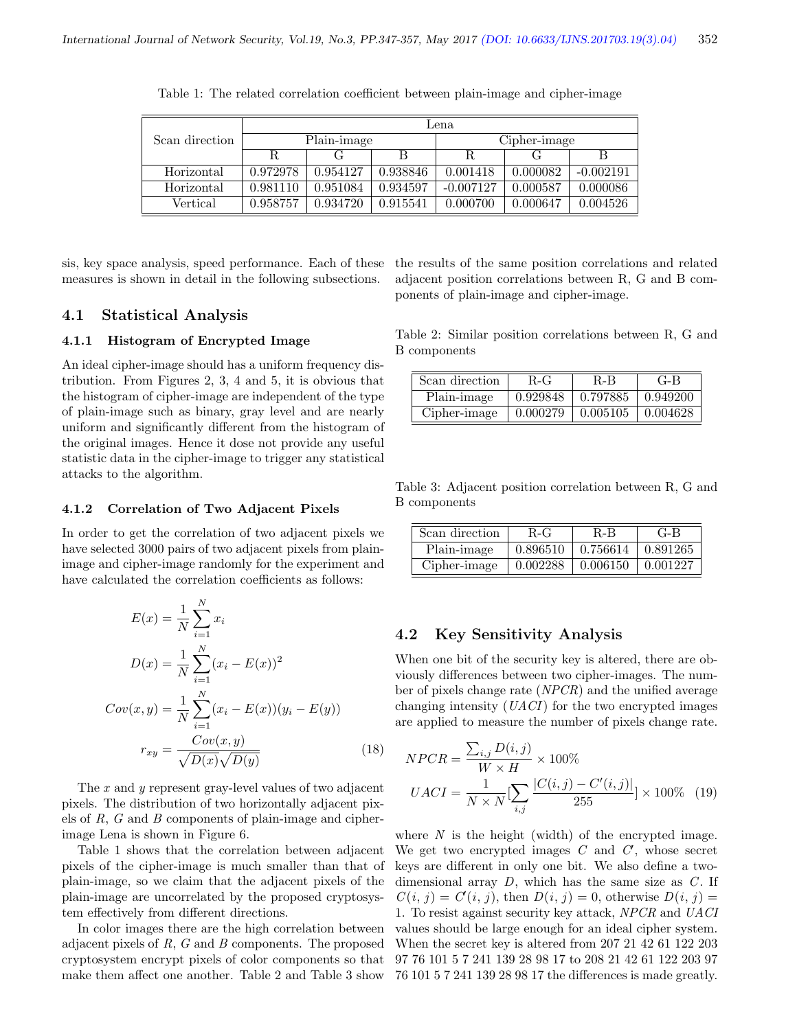Table 1: The related correlation coefficient between plain-image and cipher-image

| Scan direction | Lena | | | | | |
|---|---|---|---|---|---|---|
| | Plain-image | | | Cipher-image | | |
| | R | G | B | R | G | B |
| Horizontal | 0.972978 | 0.954127 | 0.938846 | 0.001418 | 0.000082 | -0.002191 |
| Horizontal | 0.981110 | 0.951084 | 0.934597 | -0.007127 | 0.000587 | 0.000086 |
| Vertical | 0.958757 | 0.934720 | 0.915541 | 0.000700 | 0.000647 | 0.004526 |

sis, key space analysis, speed performance. Each of these measures is shown in detail in the following subsections.

## 4.1 Statistical Analysis

### 4.1.1 Histogram of Encrypted Image

An ideal cipher-image should has a uniform frequency distribution. From Figures 2, 3, 4 and 5, it is obvious that the histogram of cipher-image are independent of the type of plain-image such as binary, gray level and are nearly uniform and significantly different from the histogram of the original images. Hence it dose not provide any useful statistic data in the cipher-image to trigger any statistical attacks to the algorithm.

### 4.1.2 Correlation of Two Adjacent Pixels

In order to get the correlation of two adjacent pixels we have selected 3000 pairs of two adjacent pixels from plain-image and cipher-image randomly for the experiment and have calculated the correlation coefficients as follows:

$$
\begin{aligned}
E(x) &= \frac{1}{N}\sum_{i=1}^{N} x_i \\
D(x) &= \frac{1}{N}\sum_{i=1}^{N} (x_i - E(x))^2 \\
Cov(x,y) &= \frac{1}{N}\sum_{i=1}^{N} (x_i - E(x))(y_i - E(y)) \\
r_{xy} &= \frac{Cov(x,y)}{\sqrt{D(x)}\sqrt{D(y)}} \qquad (18)
\end{aligned}
$$

The $x$ and $y$ represent gray-level values of two adjacent pixels. The distribution of two horizontally adjacent pixels of $R$, $G$ and $B$ components of plain-image and cipher-image Lena is shown in Figure 6.

Table 1 shows that the correlation between adjacent pixels of the cipher-image is much smaller than that of plain-image, so we claim that the adjacent pixels of the plain-image are uncorrelated by the proposed cryptosystem effectively from different directions.

In color images there are the high correlation between adjacent pixels of $R$, $G$ and $B$ components. The proposed cryptosystem encrypt pixels of color components so that make them affect one another. Table 2 and Table 3 show the results of the same position correlations and related adjacent position correlations between R, G and B components of plain-image and cipher-image.

Table 2: Similar position correlations between R, G and B components

| Scan direction | R-G | R-B | G-B |
|---|---|---|---|
| Plain-image | 0.929848 | 0.797885 | 0.949200 |
| Cipher-image | 0.000279 | 0.005105 | 0.004628 |

Table 3: Adjacent position correlation between R, G and B components

| Scan direction | R-G | R-B | G-B |
|---|---|---|---|
| Plain-image | 0.896510 | 0.756614 | 0.891265 |
| Cipher-image | 0.002288 | 0.006150 | 0.001227 |

## 4.2 Key Sensitivity Analysis

When one bit of the security key is altered, there are obviously differences between two cipher-images. The number of pixels change rate ($NPCR$) and the unified average changing intensity ($UACI$) for the two encrypted images are applied to measure the number of pixels change rate.

$$
\begin{aligned}
NPCR &= \frac{\sum_{i,j} D(i,j)}{W \times H} \times 100\% \\
UACI &= \frac{1}{N \times N}\left[\sum_{i,j} \frac{|C(i,j) - C'(i,j)|}{255}\right] \times 100\% \qquad (19)
\end{aligned}
$$

where $N$ is the height (width) of the encrypted image. We get two encrypted images $C$ and $C'$, whose secret keys are different in only one bit. We also define a two-dimensional array $D$, which has the same size as $C$. If $C(i,j) = C'(i,j)$, then $D(i,j) = 0$, otherwise $D(i,j) = 1$. To resist against security key attack, $NPCR$ and $UACI$ values should be large enough for an ideal cipher system. When the secret key is altered from 207 21 42 61 122 203 97 76 101 5 7 241 139 28 98 17 to 208 21 42 61 122 203 97 76 101 5 7 241 139 28 98 17 the differences is made greatly.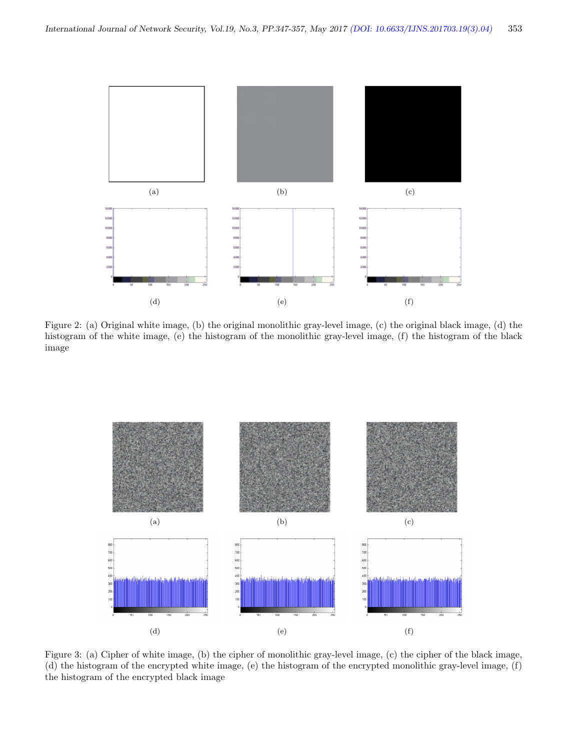(a) (b) (c)

(d) (e) (f)

Figure 2: (a) Original white image, (b) the original monolithic gray-level image, (c) the original black image, (d) the histogram of the white image, (e) the histogram of the monolithic gray-level image, (f) the histogram of the black image

(a) (b) (c)

(d) (e) (f)

Figure 3: (a) Cipher of white image, (b) the cipher of monolithic gray-level image, (c) the cipher of the black image, (d) the histogram of the encrypted white image, (e) the histogram of the encrypted monolithic gray-level image, (f) the histogram of the encrypted black image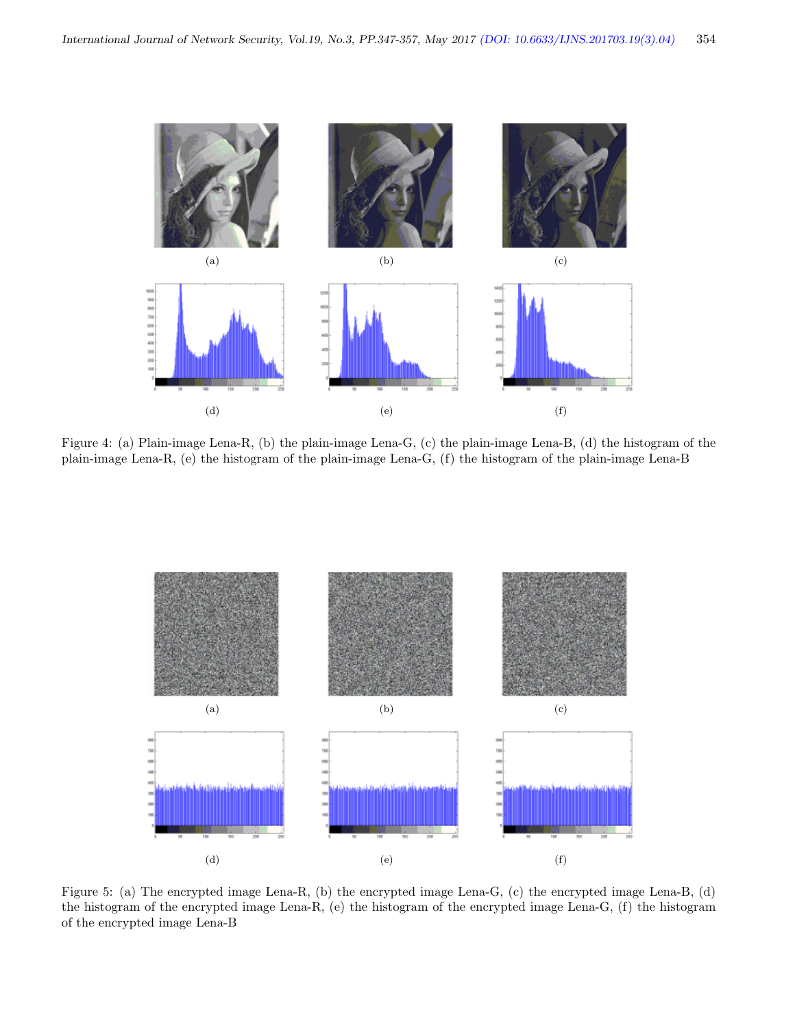(a)

(b)

(c)

(d)

(e)

(f)

Figure 4: (a) Plain-image Lena-R, (b) the plain-image Lena-G, (c) the plain-image Lena-B, (d) the histogram of the plain-image Lena-R, (e) the histogram of the plain-image Lena-G, (f) the histogram of the plain-image Lena-B

(a)

(b)

(c)

(d)

(e)

(f)

Figure 5: (a) The encrypted image Lena-R, (b) the encrypted image Lena-G, (c) the encrypted image Lena-B, (d) the histogram of the encrypted image Lena-R, (e) the histogram of the encrypted image Lena-G, (f) the histogram of the encrypted image Lena-B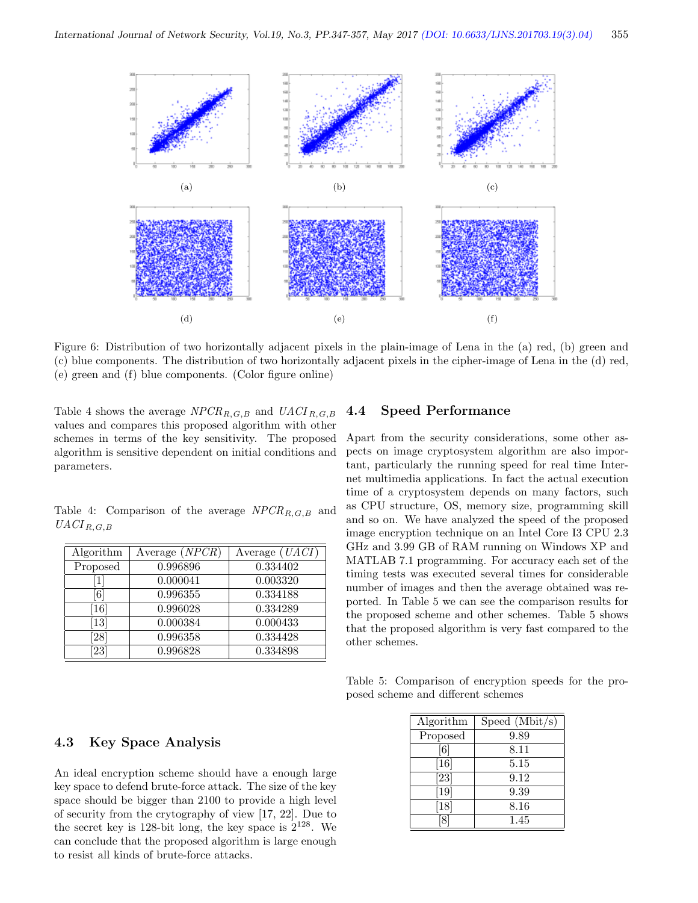Figure 6: Distribution of two horizontally adjacent pixels in the plain-image of Lena in the (a) red, (b) green and (c) blue components. The distribution of two horizontally adjacent pixels in the cipher-image of Lena in the (d) red, (e) green and (f) blue components. (Color figure online)

Table 4 shows the average $NPCR_{R,G,B}$ and $UACI_{R,G,B}$ values and compares this proposed algorithm with other schemes in terms of the key sensitivity. The proposed algorithm is sensitive dependent on initial conditions and parameters.

Table 4: Comparison of the average $NPCR_{R,G,B}$ and $UACI_{R,G,B}$

| Algorithm | Average ($NPCR$) | Average ($UACI$) |
|---|---|---|
| Proposed | 0.996896 | 0.334402 |
| [1] | 0.000041 | 0.003320 |
| [6] | 0.996355 | 0.334188 |
| [16] | 0.996028 | 0.334289 |
| [13] | 0.000384 | 0.000433 |
| [28] | 0.996358 | 0.334428 |
| [23] | 0.996828 | 0.334898 |

### 4.3 Key Space Analysis

An ideal encryption scheme should have a enough large key space to defend brute-force attack. The size of the key space should be bigger than 2100 to provide a high level of security from the crytography of view [17, 22]. Due to the secret key is 128-bit long, the key space is $2^{128}$. We can conclude that the proposed algorithm is large enough to resist all kinds of brute-force attacks.

### 4.4 Speed Performance

Apart from the security considerations, some other aspects on image cryptosystem algorithm are also important, particularly the running speed for real time Internet multimedia applications. In fact the actual execution time of a cryptosystem depends on many factors, such as CPU structure, OS, memory size, programming skill and so on. We have analyzed the speed of the proposed image encryption technique on an Intel Core I3 CPU 2.3 GHz and 3.99 GB of RAM running on Windows XP and MATLAB 7.1 programming. For accuracy each set of the timing tests was executed several times for considerable number of images and then the average obtained was reported. In Table 5 we can see the comparison results for the proposed scheme and other schemes. Table 5 shows that the proposed algorithm is very fast compared to the other schemes.

Table 5: Comparison of encryption speeds for the proposed scheme and different schemes

| Algorithm | Speed (Mbit/s) |
|---|---|
| Proposed | 9.89 |
| [6] | 8.11 |
| [16] | 5.15 |
| [23] | 9.12 |
| [19] | 9.39 |
| [18] | 8.16 |
| [8] | 1.45 |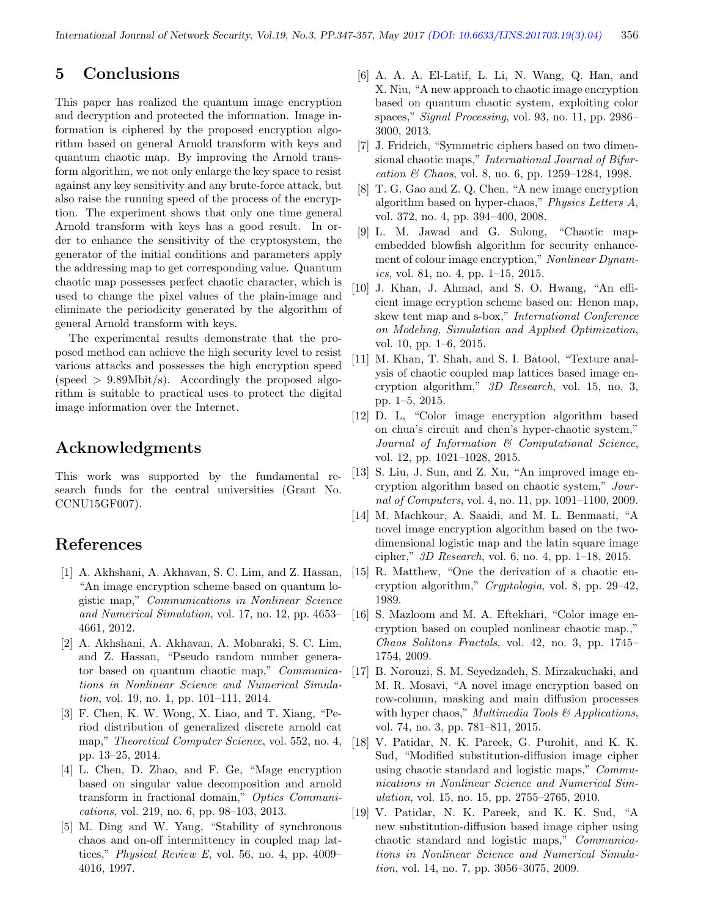## 5 Conclusions

This paper has realized the quantum image encryption and decryption and protected the information. Image information is ciphered by the proposed encryption algorithm based on general Arnold transform with keys and quantum chaotic map. By improving the Arnold transform algorithm, we not only enlarge the key space to resist against any key sensitivity and any brute-force attack, but also raise the running speed of the process of the encryption. The experiment shows that only one time general Arnold transform with keys has a good result. In order to enhance the sensitivity of the cryptosystem, the generator of the initial conditions and parameters apply the addressing map to get corresponding value. Quantum chaotic map possesses perfect chaotic character, which is used to change the pixel values of the plain-image and eliminate the periodicity generated by the algorithm of general Arnold transform with keys.

The experimental results demonstrate that the proposed method can achieve the high security level to resist various attacks and possesses the high encryption speed (speed $>$ 9.89Mbit/s). Accordingly the proposed algorithm is suitable to practical uses to protect the digital image information over the Internet.

## Acknowledgments

This work was supported by the fundamental research funds for the central universities (Grant No. CCNU15GF007).

## References

[1] A. Akhshani, A. Akhavan, S. C. Lim, and Z. Hassan, "An image encryption scheme based on quantum logistic map," *Communications in Nonlinear Science and Numerical Simulation*, vol. 17, no. 12, pp. 4653–4661, 2012.

[2] A. Akhshani, A. Akhavan, A. Mobaraki, S. C. Lim, and Z. Hassan, "Pseudo random number generator based on quantum chaotic map," *Communications in Nonlinear Science and Numerical Simulation*, vol. 19, no. 1, pp. 101–111, 2014.

[3] F. Chen, K. W. Wong, X. Liao, and T. Xiang, "Period distribution of generalized discrete arnold cat map," *Theoretical Computer Science*, vol. 552, no. 4, pp. 13–25, 2014.

[4] L. Chen, D. Zhao, and F. Ge, "Mage encryption based on singular value decomposition and arnold transform in fractional domain," *Optics Communications*, vol. 219, no. 6, pp. 98–103, 2013.

[5] M. Ding and W. Yang, "Stability of synchronous chaos and on-off intermittency in coupled map lattices," *Physical Review E*, vol. 56, no. 4, pp. 4009–4016, 1997.

[6] A. A. A. El-Latif, L. Li, N. Wang, Q. Han, and X. Niu, "A new approach to chaotic image encryption based on quantum chaotic system, exploiting color spaces," *Signal Processing*, vol. 93, no. 11, pp. 2986–3000, 2013.

[7] J. Fridrich, "Symmetric ciphers based on two dimensional chaotic maps," *International Journal of Bifurcation & Chaos*, vol. 8, no. 6, pp. 1259–1284, 1998.

[8] T. G. Gao and Z. Q. Chen, "A new image encryption algorithm based on hyper-chaos," *Physics Letters A*, vol. 372, no. 4, pp. 394–400, 2008.

[9] L. M. Jawad and G. Sulong, "Chaotic map-embedded blowfish algorithm for security enhancement of colour image encryption," *Nonlinear Dynamics*, vol. 81, no. 4, pp. 1–15, 2015.

[10] J. Khan, J. Ahmad, and S. O. Hwang, "An efficient image ecryption scheme based on: Henon map, skew tent map and s-box," *International Conference on Modeling, Simulation and Applied Optimization*, vol. 10, pp. 1–6, 2015.

[11] M. Khan, T. Shah, and S. I. Batool, "Texture analysis of chaotic coupled map lattices based image encryption algorithm," *3D Research*, vol. 15, no. 3, pp. 1–5, 2015.

[12] D. L, "Color image encryption algorithm based on chua's circuit and chen's hyper-chaotic system," *Journal of Information & Computational Science*, vol. 12, pp. 1021–1028, 2015.

[13] S. Liu, J. Sun, and Z. Xu, "An improved image encryption algorithm based on chaotic system," *Journal of Computers*, vol. 4, no. 11, pp. 1091–1100, 2009.

[14] M. Machkour, A. Saaidi, and M. L. Benmaati, "A novel image encryption algorithm based on the two-dimensional logistic map and the latin square image cipher," *3D Research*, vol. 6, no. 4, pp. 1–18, 2015.

[15] R. Matthew, "One the derivation of a chaotic encryption algorithm," *Cryptologia*, vol. 8, pp. 29–42, 1989.

[16] S. Mazloom and M. A. Eftekhari, "Color image encryption based on coupled nonlinear chaotic map.," *Chaos Solitons Fractals*, vol. 42, no. 3, pp. 1745–1754, 2009.

[17] B. Norouzi, S. M. Seyedzadeh, S. Mirzakuchaki, and M. R. Mosavi, "A novel image encryption based on row-column, masking and main diffusion processes with hyper chaos," *Multimedia Tools & Applications*, vol. 74, no. 3, pp. 781–811, 2015.

[18] V. Patidar, N. K. Pareek, G. Purohit, and K. K. Sud, "Modified substitution-diffusion image cipher using chaotic standard and logistic maps," *Communications in Nonlinear Science and Numerical Simulation*, vol. 15, no. 15, pp. 2755–2765, 2010.

[19] V. Patidar, N. K. Pareek, and K. K. Sud, "A new substitution-diffusion based image cipher using chaotic standard and logistic maps," *Communications in Nonlinear Science and Numerical Simulation*, vol. 14, no. 7, pp. 3056–3075, 2009.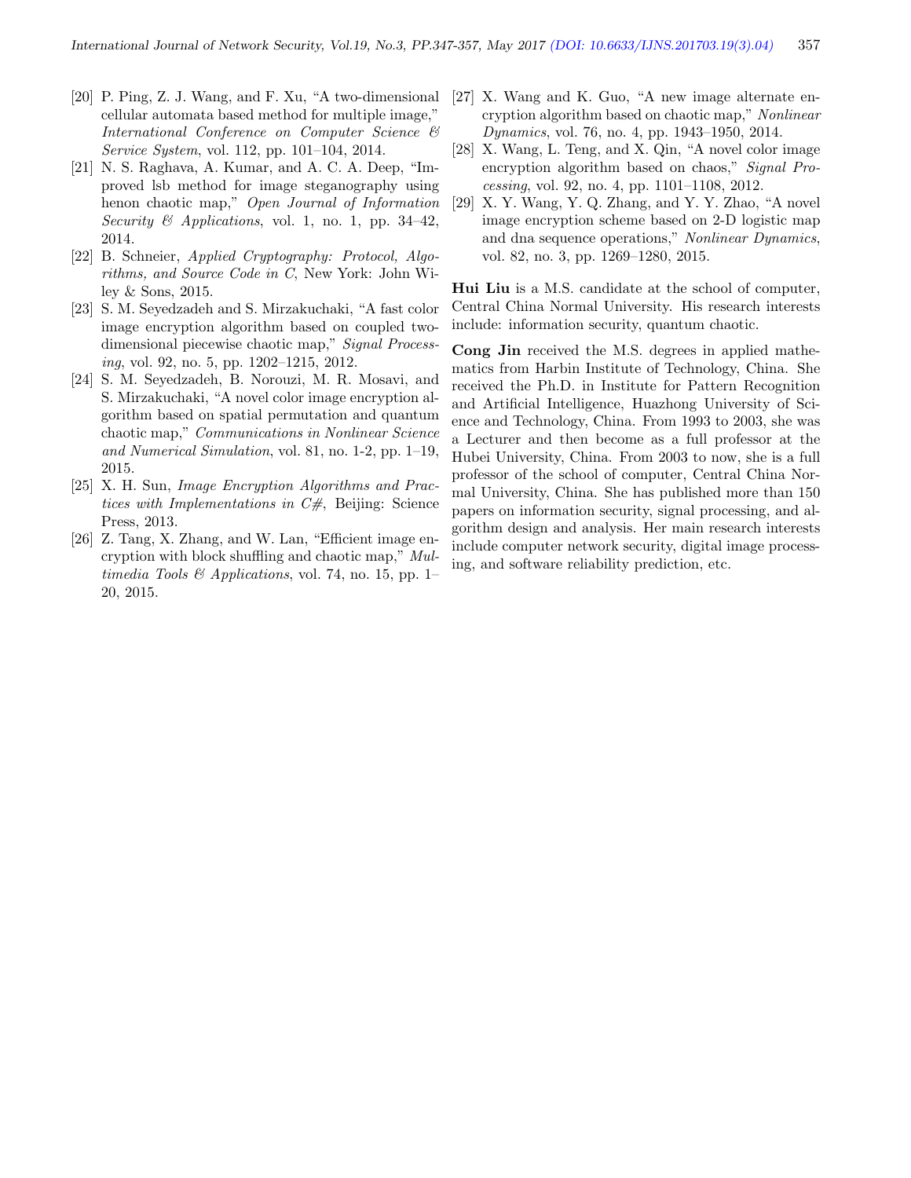[20] P. Ping, Z. J. Wang, and F. Xu, "A two-dimensional cellular automata based method for multiple image," *International Conference on Computer Science & Service System*, vol. 112, pp. 101–104, 2014.

[21] N. S. Raghava, A. Kumar, and A. C. A. Deep, "Improved lsb method for image steganography using henon chaotic map," *Open Journal of Information Security & Applications*, vol. 1, no. 1, pp. 34–42, 2014.

[22] B. Schneier, *Applied Cryptography: Protocol, Algorithms, and Source Code in C*, New York: John Wiley & Sons, 2015.

[23] S. M. Seyedzadeh and S. Mirzakuchaki, "A fast color image encryption algorithm based on coupled two-dimensional piecewise chaotic map," *Signal Processing*, vol. 92, no. 5, pp. 1202–1215, 2012.

[24] S. M. Seyedzadeh, B. Norouzi, M. R. Mosavi, and S. Mirzakuchaki, "A novel color image encryption algorithm based on spatial permutation and quantum chaotic map," *Communications in Nonlinear Science and Numerical Simulation*, vol. 81, no. 1-2, pp. 1–19, 2015.

[25] X. H. Sun, *Image Encryption Algorithms and Practices with Implementations in C#*, Beijing: Science Press, 2013.

[26] Z. Tang, X. Zhang, and W. Lan, "Efficient image encryption with block shuffling and chaotic map," *Multimedia Tools & Applications*, vol. 74, no. 15, pp. 1–20, 2015.

[27] X. Wang and K. Guo, "A new image alternate encryption algorithm based on chaotic map," *Nonlinear Dynamics*, vol. 76, no. 4, pp. 1943–1950, 2014.

[28] X. Wang, L. Teng, and X. Qin, "A novel color image encryption algorithm based on chaos," *Signal Processing*, vol. 92, no. 4, pp. 1101–1108, 2012.

[29] X. Y. Wang, Y. Q. Zhang, and Y. Y. Zhao, "A novel image encryption scheme based on 2-D logistic map and dna sequence operations," *Nonlinear Dynamics*, vol. 82, no. 3, pp. 1269–1280, 2015.

**Hui Liu** is a M.S. candidate at the school of computer, Central China Normal University. His research interests include: information security, quantum chaotic.

**Cong Jin** received the M.S. degrees in applied mathematics from Harbin Institute of Technology, China. She received the Ph.D. in Institute for Pattern Recognition and Artificial Intelligence, Huazhong University of Science and Technology, China. From 1993 to 2003, she was a Lecturer and then become as a full professor at the Hubei University, China. From 2003 to now, she is a full professor of the school of computer, Central China Normal University, China. She has published more than 150 papers on information security, signal processing, and algorithm design and analysis. Her main research interests include computer network security, digital image processing, and software reliability prediction, etc.